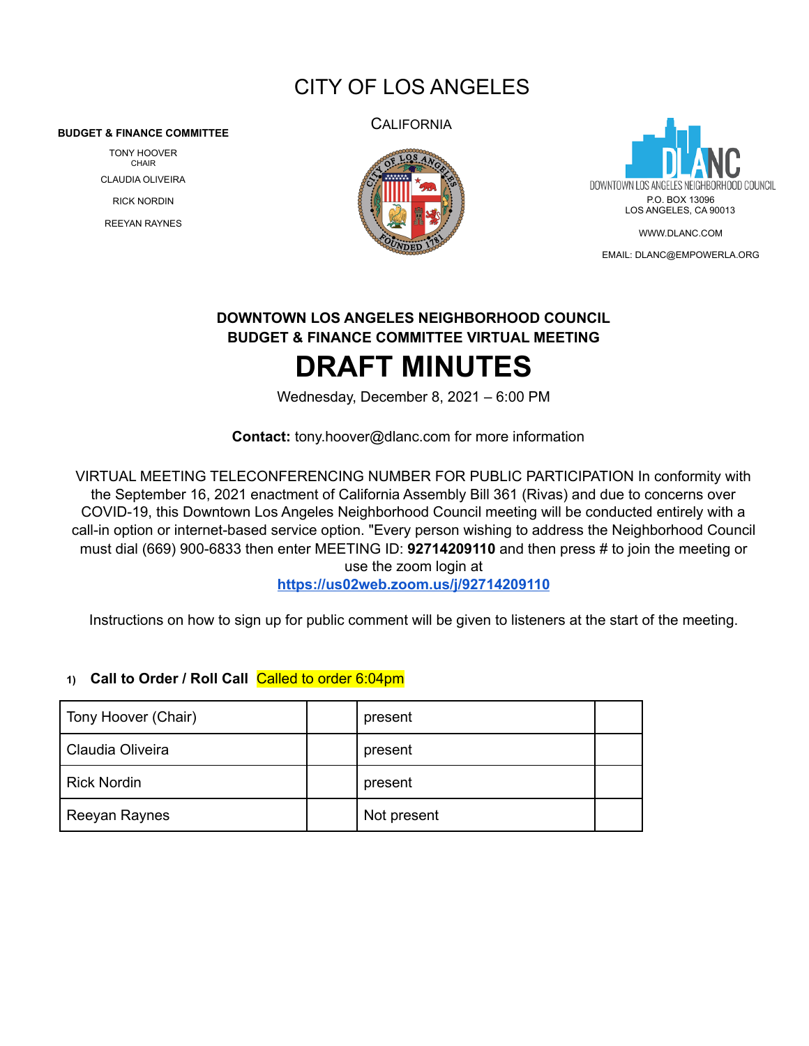# CITY OF LOS ANGELES

CALIFORNIA

**BUDGET & FINANCE COMMITTEE**

TONY HOOVER
CHAIR

CLAUDIA OLIVEIRA

RICK NORDIN

REEYAN RAYNES

DOWNTOWN LOS ANGELES NEIGHBORHOOD COUNCIL
P.O. BOX 13096
LOS ANGELES, CA 90013

WWW.DLANC.COM

EMAIL: DLANC@EMPOWERLA.ORG

**DOWNTOWN LOS ANGELES NEIGHBORHOOD COUNCIL**
**BUDGET & FINANCE COMMITTEE VIRTUAL MEETING**

# DRAFT MINUTES

Wednesday, December 8, 2021 – 6:00 PM

**Contact:** tony.hoover@dlanc.com for more information

VIRTUAL MEETING TELECONFERENCING NUMBER FOR PUBLIC PARTICIPATION In conformity with the September 16, 2021 enactment of California Assembly Bill 361 (Rivas) and due to concerns over COVID-19, this Downtown Los Angeles Neighborhood Council meeting will be conducted entirely with a call-in option or internet-based service option. "Every person wishing to address the Neighborhood Council must dial (669) 900-6833 then enter MEETING ID: **92714209110** and then press # to join the meeting or use the zoom login at
**https://us02web.zoom.us/j/92714209110**

Instructions on how to sign up for public comment will be given to listeners at the start of the meeting.

1) **Call to Order / Roll Call** Called to order 6:04pm

| | | | |
|---|---|---|---|
| Tony Hoover (Chair) | | present | |
| Claudia Oliveira | | present | |
| Rick Nordin | | present | |
| Reeyan Raynes | | Not present | |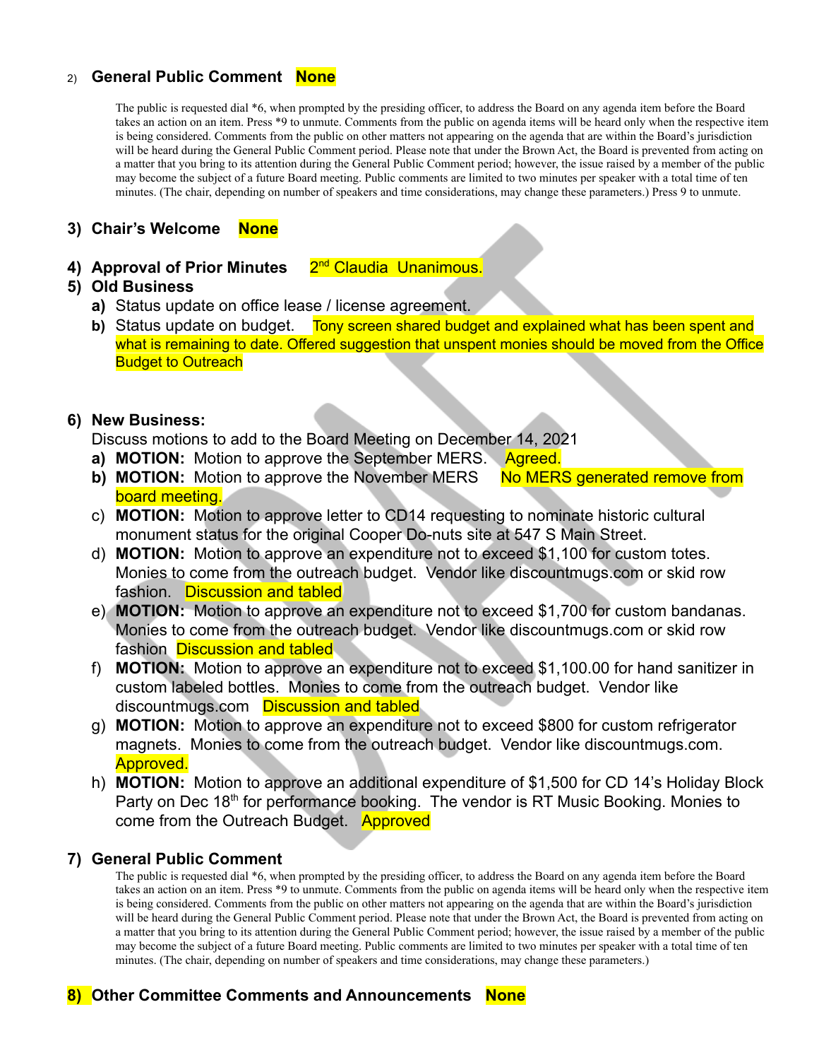2) **General Public Comment** **None**

The public is requested dial *6, when prompted by the presiding officer, to address the Board on any agenda item before the Board takes an action on an item. Press *9 to unmute. Comments from the public on agenda items will be heard only when the respective item is being considered. Comments from the public on other matters not appearing on the agenda that are within the Board's jurisdiction will be heard during the General Public Comment period. Please note that under the Brown Act, the Board is prevented from acting on a matter that you bring to its attention during the General Public Comment period; however, the issue raised by a member of the public may become the subject of a future Board meeting. Public comments are limited to two minutes per speaker with a total time of ten minutes. (The chair, depending on number of speakers and time considerations, may change these parameters.) Press 9 to unmute.

3) **Chair's Welcome** **None**

4) **Approval of Prior Minutes** 2nd Claudia Unanimous.

5) **Old Business**

   a) Status update on office lease / license agreement.

   b) Status update on budget. Tony screen shared budget and explained what has been spent and what is remaining to date. Offered suggestion that unspent monies should be moved from the Office Budget to Outreach

6) **New Business:**

   Discuss motions to add to the Board Meeting on December 14, 2021

   a) **MOTION:** Motion to approve the September MERS. Agreed.

   b) **MOTION:** Motion to approve the November MERS No MERS generated remove from board meeting.

   c) **MOTION:** Motion to approve letter to CD14 requesting to nominate historic cultural monument status for the original Cooper Do-nuts site at 547 S Main Street.

   d) **MOTION:** Motion to approve an expenditure not to exceed $1,100 for custom totes. Monies to come from the outreach budget. Vendor like discountmugs.com or skid row fashion. Discussion and tabled

   e) **MOTION:** Motion to approve an expenditure not to exceed $1,700 for custom bandanas. Monies to come from the outreach budget. Vendor like discountmugs.com or skid row fashion Discussion and tabled

   f) **MOTION:** Motion to approve an expenditure not to exceed $1,100.00 for hand sanitizer in custom labeled bottles. Monies to come from the outreach budget. Vendor like discountmugs.com Discussion and tabled

   g) **MOTION:** Motion to approve an expenditure not to exceed $800 for custom refrigerator magnets. Monies to come from the outreach budget. Vendor like discountmugs.com. Approved.

   h) **MOTION:** Motion to approve an additional expenditure of $1,500 for CD 14's Holiday Block Party on Dec 18th for performance booking. The vendor is RT Music Booking. Monies to come from the Outreach Budget. Approved

7) **General Public Comment**

The public is requested dial *6, when prompted by the presiding officer, to address the Board on any agenda item before the Board takes an action on an item. Press *9 to unmute. Comments from the public on agenda items will be heard only when the respective item is being considered. Comments from the public on other matters not appearing on the agenda that are within the Board's jurisdiction will be heard during the General Public Comment period. Please note that under the Brown Act, the Board is prevented from acting on a matter that you bring to its attention during the General Public Comment period; however, the issue raised by a member of the public may become the subject of a future Board meeting. Public comments are limited to two minutes per speaker with a total time of ten minutes. (The chair, depending on number of speakers and time considerations, may change these parameters.)

8) **Other Committee Comments and Announcements** **None**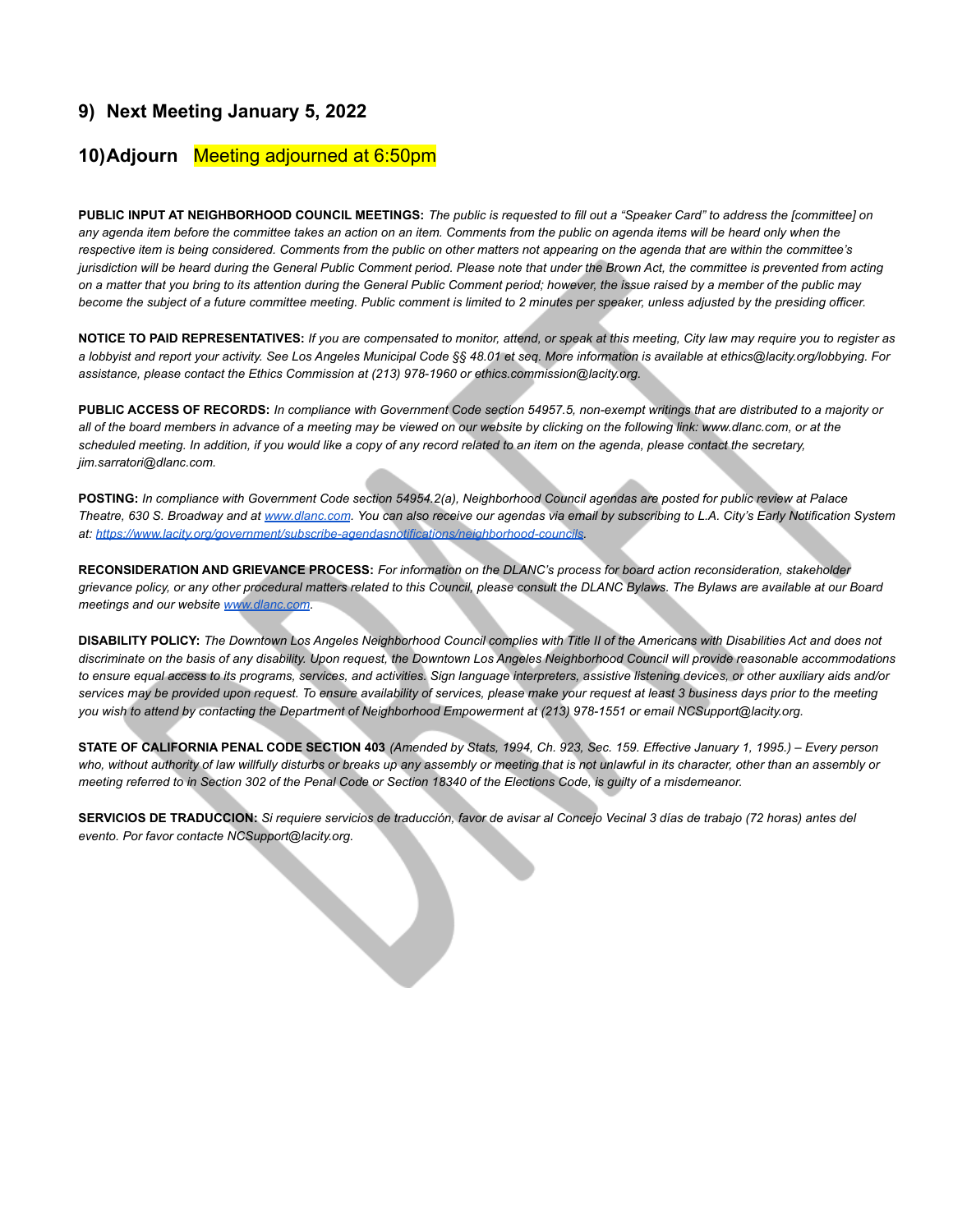## 9) Next Meeting January 5, 2022

## 10) Adjourn Meeting adjourned at 6:50pm

**PUBLIC INPUT AT NEIGHBORHOOD COUNCIL MEETINGS:** *The public is requested to fill out a "Speaker Card" to address the [committee] on any agenda item before the committee takes an action on an item. Comments from the public on agenda items will be heard only when the respective item is being considered. Comments from the public on other matters not appearing on the agenda that are within the committee's jurisdiction will be heard during the General Public Comment period. Please note that under the Brown Act, the committee is prevented from acting on a matter that you bring to its attention during the General Public Comment period; however, the issue raised by a member of the public may become the subject of a future committee meeting. Public comment is limited to 2 minutes per speaker, unless adjusted by the presiding officer.*

**NOTICE TO PAID REPRESENTATIVES:** *If you are compensated to monitor, attend, or speak at this meeting, City law may require you to register as a lobbyist and report your activity. See Los Angeles Municipal Code §§ 48.01 et seq. More information is available at ethics@lacity.org/lobbying. For assistance, please contact the Ethics Commission at (213) 978-1960 or ethics.commission@lacity.org.*

**PUBLIC ACCESS OF RECORDS:** *In compliance with Government Code section 54957.5, non-exempt writings that are distributed to a majority or all of the board members in advance of a meeting may be viewed on our website by clicking on the following link: www.dlanc.com, or at the scheduled meeting. In addition, if you would like a copy of any record related to an item on the agenda, please contact the secretary, jim.sarratori@dlanc.com.*

**POSTING:** *In compliance with Government Code section 54954.2(a), Neighborhood Council agendas are posted for public review at Palace Theatre, 630 S. Broadway and at [www.dlanc.com](www.dlanc.com). You can also receive our agendas via email by subscribing to L.A. City's Early Notification System at: [https://www.lacity.org/government/subscribe-agendasnotifications/neighborhood-councils](https://www.lacity.org/government/subscribe-agendasnotifications/neighborhood-councils).*

**RECONSIDERATION AND GRIEVANCE PROCESS:** *For information on the DLANC's process for board action reconsideration, stakeholder grievance policy, or any other procedural matters related to this Council, please consult the DLANC Bylaws. The Bylaws are available at our Board meetings and our website [www.dlanc.com](www.dlanc.com).*

**DISABILITY POLICY:** *The Downtown Los Angeles Neighborhood Council complies with Title II of the Americans with Disabilities Act and does not discriminate on the basis of any disability. Upon request, the Downtown Los Angeles Neighborhood Council will provide reasonable accommodations to ensure equal access to its programs, services, and activities. Sign language interpreters, assistive listening devices, or other auxiliary aids and/or services may be provided upon request. To ensure availability of services, please make your request at least 3 business days prior to the meeting you wish to attend by contacting the Department of Neighborhood Empowerment at (213) 978-1551 or email NCSupport@lacity.org.*

**STATE OF CALIFORNIA PENAL CODE SECTION 403** *(Amended by Stats, 1994, Ch. 923, Sec. 159. Effective January 1, 1995.) – Every person who, without authority of law willfully disturbs or breaks up any assembly or meeting that is not unlawful in its character, other than an assembly or meeting referred to in Section 302 of the Penal Code or Section 18340 of the Elections Code, is guilty of a misdemeanor.*

**SERVICIOS DE TRADUCCION:** *Si requiere servicios de traducción, favor de avisar al Concejo Vecinal 3 días de trabajo (72 horas) antes del evento. Por favor contacte NCSupport@lacity.org.*